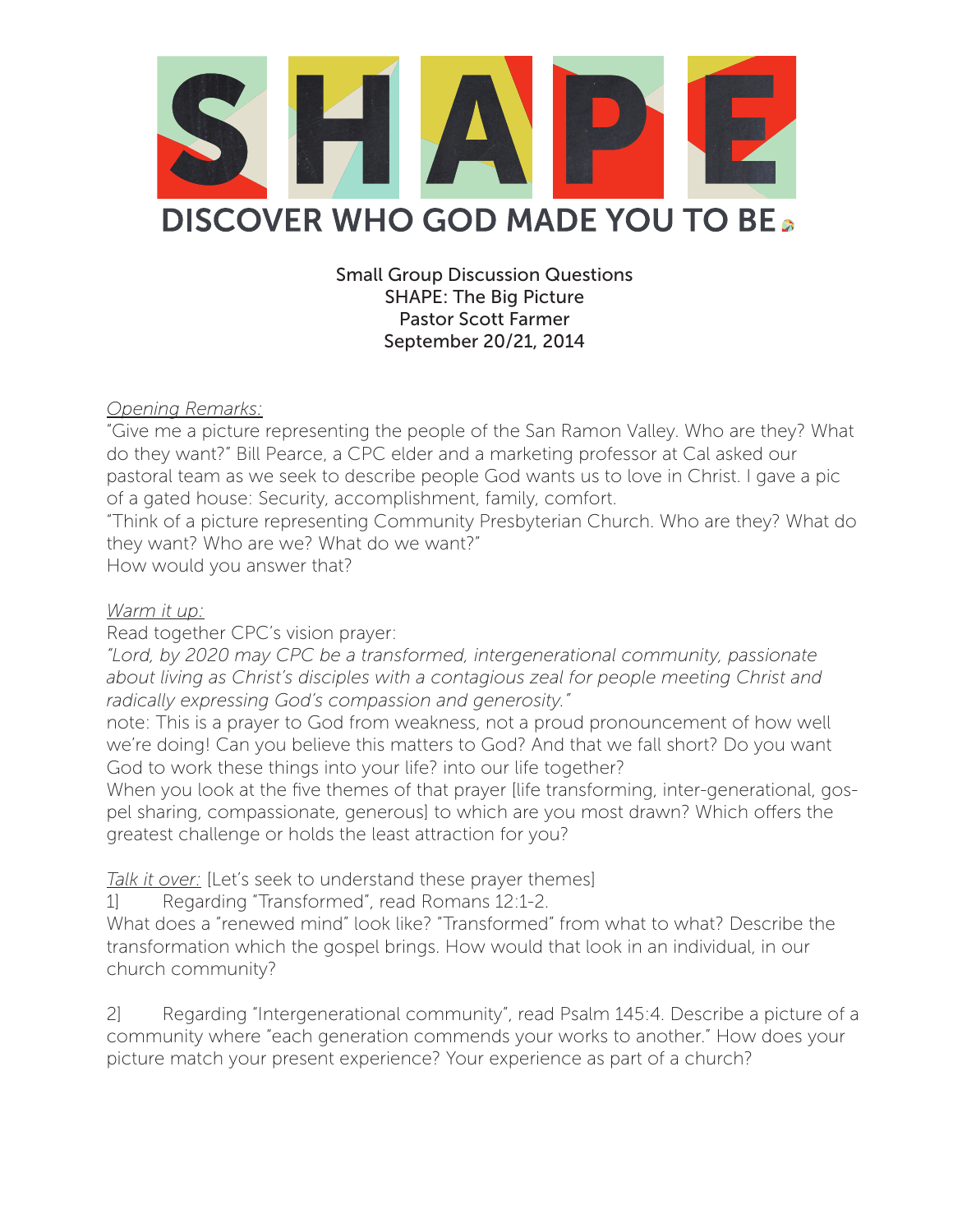# SHAPE

## DISCOVER WHO GOD MADE YOU TO BE

Small Group Discussion Questions
SHAPE: The Big Picture
Pastor Scott Farmer
September 20/21, 2014

_Opening Remarks:_
"Give me a picture representing the people of the San Ramon Valley. Who are they? What do they want?" Bill Pearce, a CPC elder and a marketing professor at Cal asked our pastoral team as we seek to describe people God wants us to love in Christ. I gave a pic of a gated house: Security, accomplishment, family, comfort.
"Think of a picture representing Community Presbyterian Church. Who are they? What do they want? Who are we? What do we want?"
How would you answer that?

_Warm it up:_
Read together CPC's vision prayer:
*"Lord, by 2020 may CPC be a transformed, intergenerational community, passionate about living as Christ's disciples with a contagious zeal for people meeting Christ and radically expressing God's compassion and generosity."*
note: This is a prayer to God from weakness, not a proud pronouncement of how well we're doing! Can you believe this matters to God? And that we fall short? Do you want God to work these things into your life? into our life together?
When you look at the five themes of that prayer [life transforming, inter-generational, gospel sharing, compassionate, generous] to which are you most drawn? Which offers the greatest challenge or holds the least attraction for you?

_Talk it over:_ [Let's seek to understand these prayer themes]
1] Regarding "Transformed", read Romans 12:1-2.
What does a "renewed mind" look like? "Transformed" from what to what? Describe the transformation which the gospel brings. How would that look in an individual, in our church community?

2] Regarding "Intergenerational community", read Psalm 145:4. Describe a picture of a community where "each generation commends your works to another." How does your picture match your present experience? Your experience as part of a church?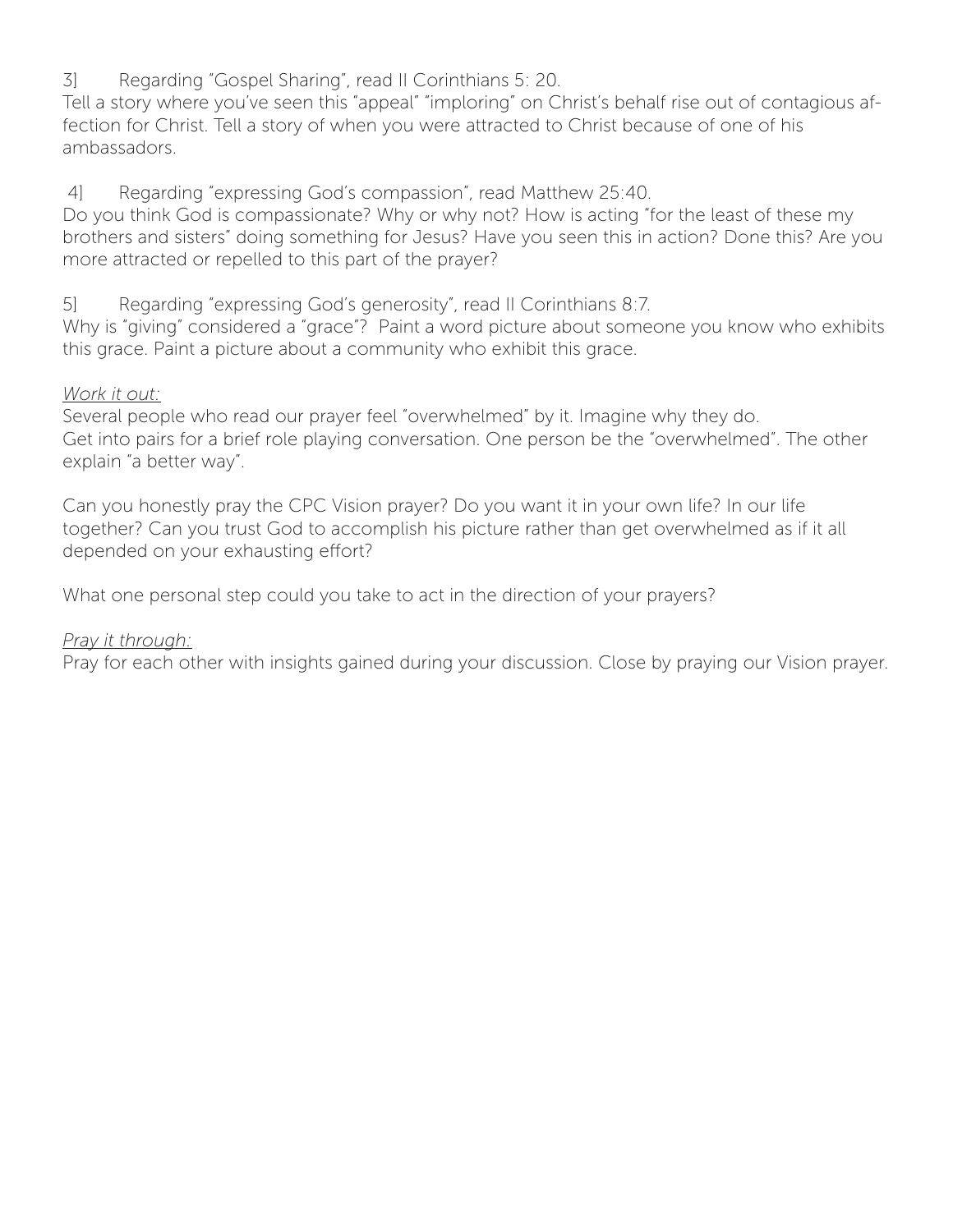3]  Regarding "Gospel Sharing", read II Corinthians 5: 20.
Tell a story where you've seen this "appeal" "imploring" on Christ's behalf rise out of contagious affection for Christ. Tell a story of when you were attracted to Christ because of one of his ambassadors.

4]  Regarding "expressing God's compassion", read Matthew 25:40.
Do you think God is compassionate? Why or why not? How is acting "for the least of these my brothers and sisters" doing something for Jesus? Have you seen this in action? Done this? Are you more attracted or repelled to this part of the prayer?

5]  Regarding "expressing God's generosity", read II Corinthians 8:7.
Why is "giving" considered a "grace"? Paint a word picture about someone you know who exhibits this grace. Paint a picture about a community who exhibit this grace.

<u>*Work it out:*</u>
Several people who read our prayer feel "overwhelmed" by it. Imagine why they do.
Get into pairs for a brief role playing conversation. One person be the "overwhelmed". The other explain "a better way".

Can you honestly pray the CPC Vision prayer? Do you want it in your own life? In our life together? Can you trust God to accomplish his picture rather than get overwhelmed as if it all depended on your exhausting effort?

What one personal step could you take to act in the direction of your prayers?

<u>*Pray it through:*</u>
Pray for each other with insights gained during your discussion. Close by praying our Vision prayer.